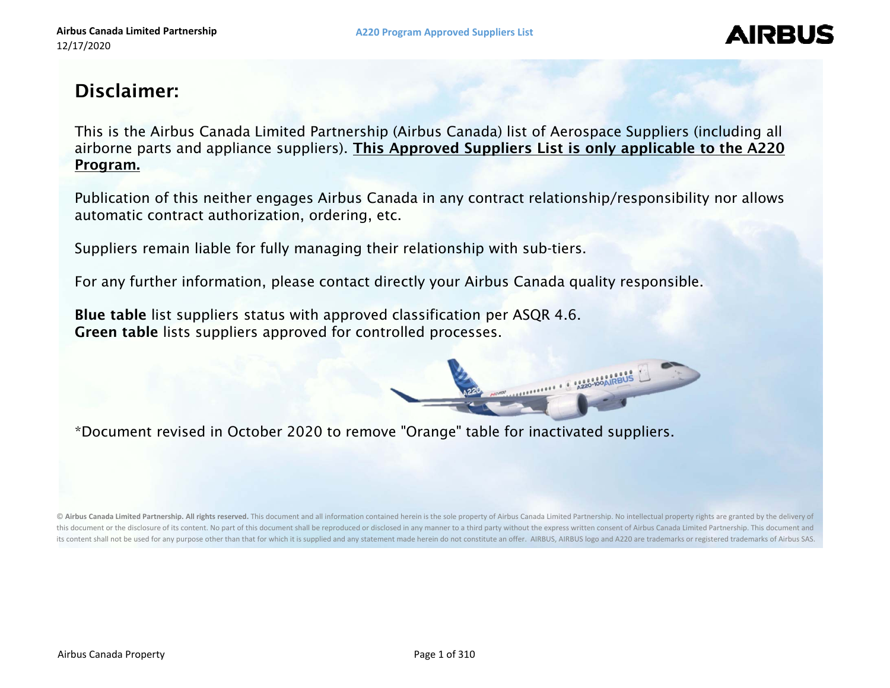# Disclaimer:

This is the Airbus Canada Limited Partnership (Airbus Canada) list of Aerospace Suppliers (including all airborne parts and appliance suppliers). **This Approved Suppliers List is only applicable to the A220 Program.**

Publication of this neither engages Airbus Canada in any contract relationship/responsibility nor allows automatic contract authorization, ordering, etc.

Suppliers remain liable for fully managing their relationship with sub-tiers.

For any further information, please contact directly your Airbus Canada quality responsible.

**Blue table** list suppliers status with approved classification per ASQR 4.6.
**Green table** lists suppliers approved for controlled processes.

*Document revised in October 2020 to remove "Orange" table for inactivated suppliers.

© **Airbus Canada Limited Partnership. All rights reserved.** This document and all information contained herein is the sole property of Airbus Canada Limited Partnership. No intellectual property rights are granted by the delivery of this document or the disclosure of its content. No part of this document shall be reproduced or disclosed in any manner to a third party without the express written consent of Airbus Canada Limited Partnership. This document and its content shall not be used for any purpose other than that for which it is supplied and any statement made herein do not constitute an offer. AIRBUS, AIRBUS logo and A220 are trademarks or registered trademarks of Airbus SAS.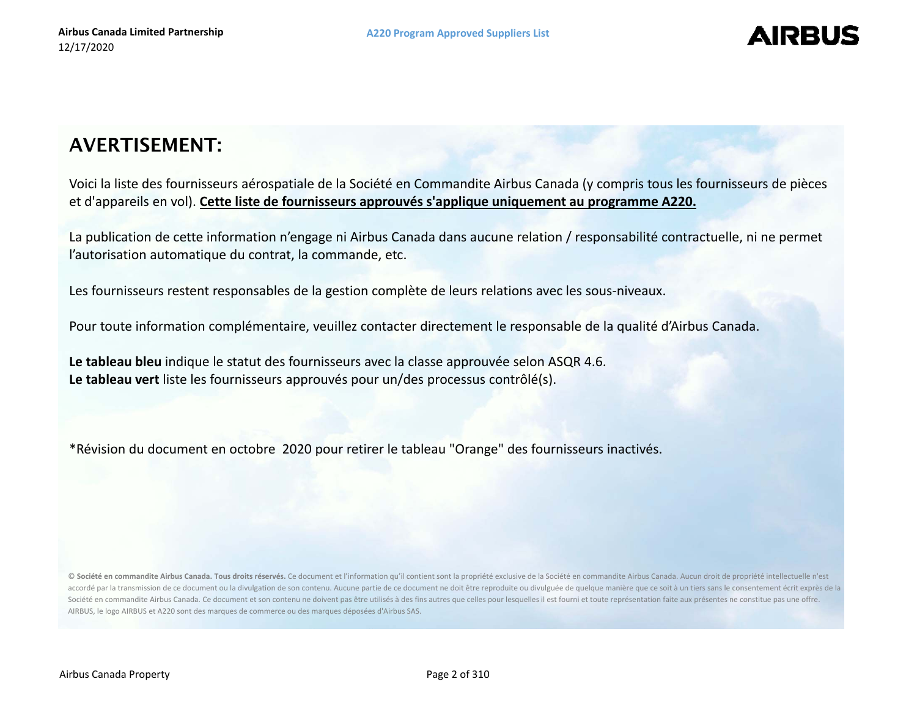## AVERTISEMENT:

Voici la liste des fournisseurs aérospatiale de la Société en Commandite Airbus Canada (y compris tous les fournisseurs de pièces et d'appareils en vol). **Cette liste de fournisseurs approuvés s'applique uniquement au programme A220.**

La publication de cette information n'engage ni Airbus Canada dans aucune relation / responsabilité contractuelle, ni ne permet l'autorisation automatique du contrat, la commande, etc.

Les fournisseurs restent responsables de la gestion complète de leurs relations avec les sous-niveaux.

Pour toute information complémentaire, veuillez contacter directement le responsable de la qualité d'Airbus Canada.

**Le tableau bleu** indique le statut des fournisseurs avec la classe approuvée selon ASQR 4.6.
**Le tableau vert** liste les fournisseurs approuvés pour un/des processus contrôlé(s).

*Révision du document en octobre 2020 pour retirer le tableau "Orange" des fournisseurs inactivés.

© **Société en commandite Airbus Canada. Tous droits réservés.** Ce document et l'information qu'il contient sont la propriété exclusive de la Société en commandite Airbus Canada. Aucun droit de propriété intellectuelle n'est accordé par la transmission de ce document ou la divulgation de son contenu. Aucune partie de ce document ne doit être reproduite ou divulguée de quelque manière que ce soit à un tiers sans le consentement écrit exprès de la Société en commandite Airbus Canada. Ce document et son contenu ne doivent pas être utilisés à des fins autres que celles pour lesquelles il est fourni et toute représentation faite aux présentes ne constitue pas une offre. AIRBUS, le logo AIRBUS et A220 sont des marques de commerce ou des marques déposées d'Airbus SAS.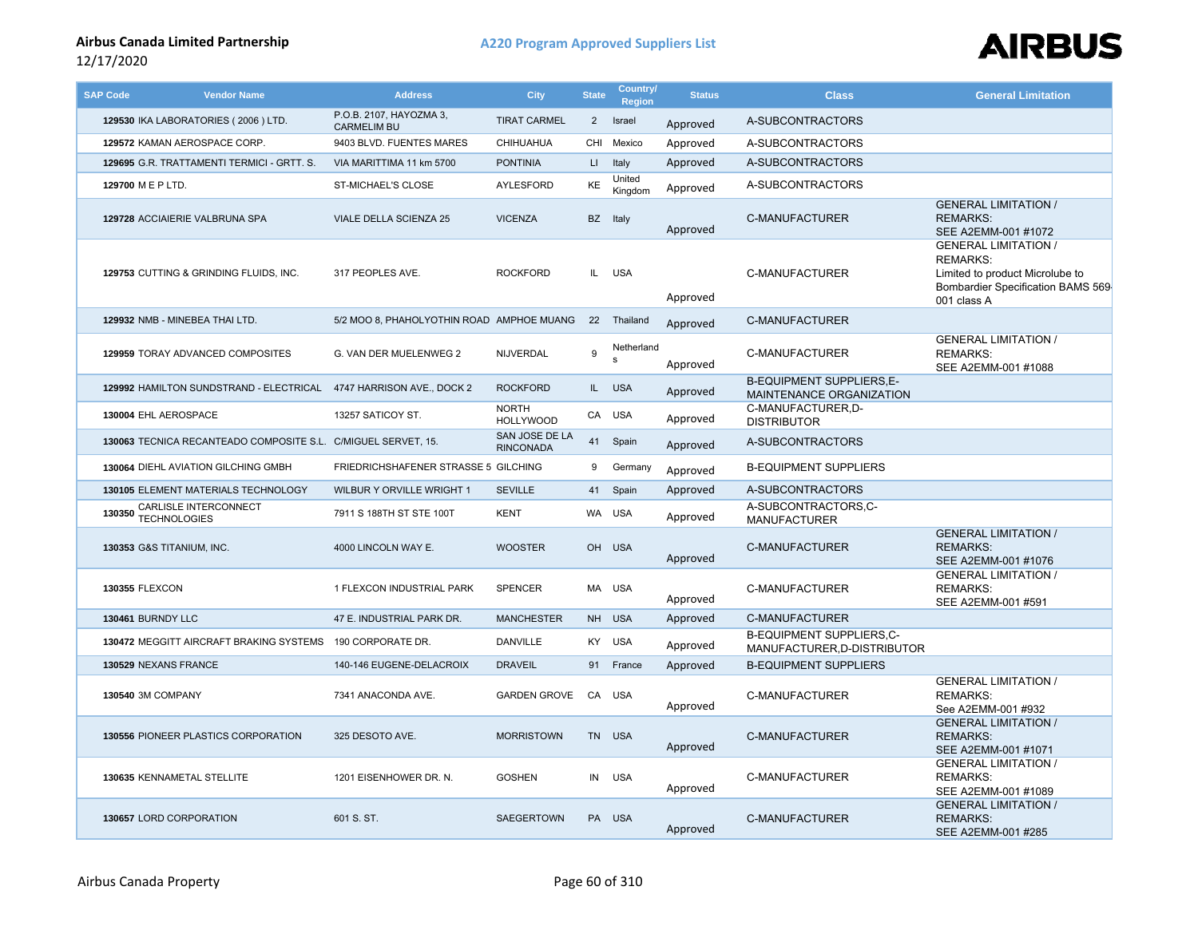| SAP Code | Vendor Name | Address | City | State | Country/ Region | Status | Class | General Limitation |
|---|---|---|---|---|---|---|---|---|
| 129530 | IKA LABORATORIES ( 2006 ) LTD. | P.O.B. 2107, HAYOZMA 3, CARMELIM BU | TIRAT CARMEL | 2 | Israel | Approved | A-SUBCONTRACTORS | |
| 129572 | KAMAN AEROSPACE CORP. | 9403 BLVD. FUENTES MARES | CHIHUAHUA | CHI | Mexico | Approved | A-SUBCONTRACTORS | |
| 129695 | G.R. TRATTAMENTI TERMICI - GRTT. S. | VIA MARITTIMA 11 km 5700 | PONTINIA | LI | Italy | Approved | A-SUBCONTRACTORS | |
| 129700 | M E P LTD. | ST-MICHAEL'S CLOSE | AYLESFORD | KE | United Kingdom | Approved | A-SUBCONTRACTORS | |
| 129728 | ACCIAIERIE VALBRUNA SPA | VIALE DELLA SCIENZA 25 | VICENZA | BZ | Italy | Approved | C-MANUFACTURER | GENERAL LIMITATION / REMARKS: SEE A2EMM-001 #1072 |
| 129753 | CUTTING & GRINDING FLUIDS, INC. | 317 PEOPLES AVE. | ROCKFORD | IL | USA | Approved | C-MANUFACTURER | GENERAL LIMITATION / REMARKS: Limited to product Microlube to Bombardier Specification BAMS 569-001 class A |
| 129932 | NMB - MINEBEA THAI LTD. | 5/2 MOO 8, PHAHOLYOTHIN ROAD | AMPHOE MUANG | 22 | Thailand | Approved | C-MANUFACTURER | |
| 129959 | TORAY ADVANCED COMPOSITES | G. VAN DER MUELENWEG 2 | NIJVERDAL | 9 | Netherlands | Approved | C-MANUFACTURER | GENERAL LIMITATION / REMARKS: SEE A2EMM-001 #1088 |
| 129992 | HAMILTON SUNDSTRAND - ELECTRICAL | 4747 HARRISON AVE., DOCK 2 | ROCKFORD | IL | USA | Approved | B-EQUIPMENT SUPPLIERS,E-MAINTENANCE ORGANIZATION | |
| 130004 | EHL AEROSPACE | 13257 SATICOY ST. | NORTH HOLLYWOOD | CA | USA | Approved | C-MANUFACTURER,D-DISTRIBUTOR | |
| 130063 | TECNICA RECANTEADO COMPOSITE S.L. | C/MIGUEL SERVET, 15. | SAN JOSE DE LA RINCONADA | 41 | Spain | Approved | A-SUBCONTRACTORS | |
| 130064 | DIEHL AVIATION GILCHING GMBH | FRIEDRICHSHAFENER STRASSE 5 | GILCHING | 9 | Germany | Approved | B-EQUIPMENT SUPPLIERS | |
| 130105 | ELEMENT MATERIALS TECHNOLOGY | WILBUR Y ORVILLE WRIGHT 1 | SEVILLE | 41 | Spain | Approved | A-SUBCONTRACTORS | |
| 130350 | CARLISLE INTERCONNECT TECHNOLOGIES | 7911 S 188TH ST STE 100T | KENT | WA | USA | Approved | A-SUBCONTRACTORS,C-MANUFACTURER | |
| 130353 | G&S TITANIUM, INC. | 4000 LINCOLN WAY E. | WOOSTER | OH | USA | Approved | C-MANUFACTURER | GENERAL LIMITATION / REMARKS: SEE A2EMM-001 #1076 |
| 130355 | FLEXCON | 1 FLEXCON INDUSTRIAL PARK | SPENCER | MA | USA | Approved | C-MANUFACTURER | GENERAL LIMITATION / REMARKS: SEE A2EMM-001 #591 |
| 130461 | BURNDY LLC | 47 E. INDUSTRIAL PARK DR. | MANCHESTER | NH | USA | Approved | C-MANUFACTURER | |
| 130472 | MEGGITT AIRCRAFT BRAKING SYSTEMS | 190 CORPORATE DR. | DANVILLE | KY | USA | Approved | B-EQUIPMENT SUPPLIERS,C-MANUFACTURER,D-DISTRIBUTOR | |
| 130529 | NEXANS FRANCE | 140-146 EUGENE-DELACROIX | DRAVEIL | 91 | France | Approved | B-EQUIPMENT SUPPLIERS | |
| 130540 | 3M COMPANY | 7341 ANACONDA AVE. | GARDEN GROVE | CA | USA | Approved | C-MANUFACTURER | GENERAL LIMITATION / REMARKS: See A2EMM-001 #932 |
| 130556 | PIONEER PLASTICS CORPORATION | 325 DESOTO AVE. | MORRISTOWN | TN | USA | Approved | C-MANUFACTURER | GENERAL LIMITATION / REMARKS: SEE A2EMM-001 #1071 |
| 130635 | KENNAMETAL STELLITE | 1201 EISENHOWER DR. N. | GOSHEN | IN | USA | Approved | C-MANUFACTURER | GENERAL LIMITATION / REMARKS: SEE A2EMM-001 #1089 |
| 130657 | LORD CORPORATION | 601 S. ST. | SAEGERTOWN | PA | USA | Approved | C-MANUFACTURER | GENERAL LIMITATION / REMARKS: SEE A2EMM-001 #285 |